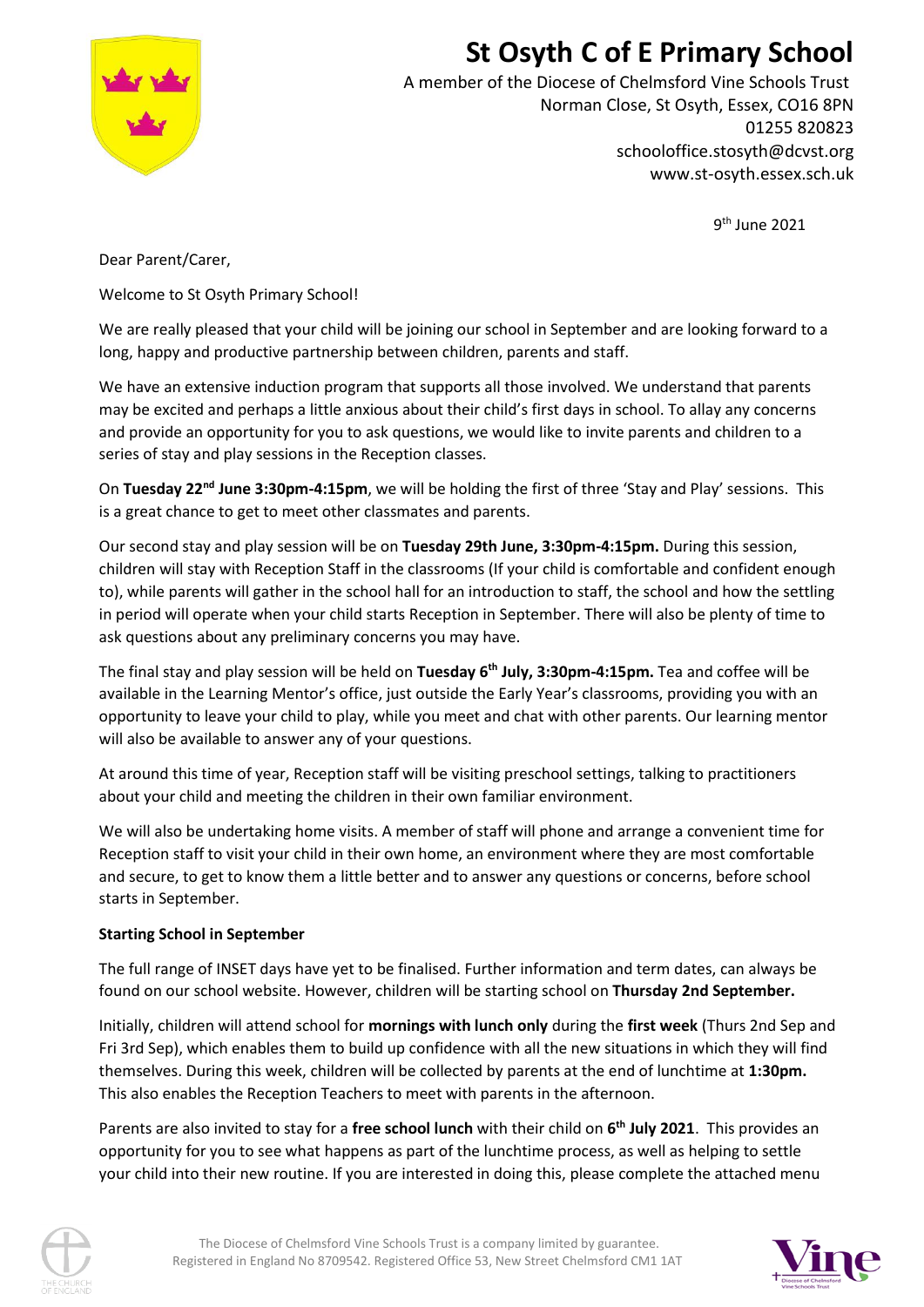# St Osyth C of E Primary School

A member of the Diocese of Chelmsford Vine Schools Trust
Norman Close, St Osyth, Essex, CO16 8PN
01255 820823
schooloffice.stosyth@dcvst.org
www.st-osyth.essex.sch.uk

9th June 2021

Dear Parent/Carer,

Welcome to St Osyth Primary School!

We are really pleased that your child will be joining our school in September and are looking forward to a long, happy and productive partnership between children, parents and staff.

We have an extensive induction program that supports all those involved. We understand that parents may be excited and perhaps a little anxious about their child's first days in school. To allay any concerns and provide an opportunity for you to ask questions, we would like to invite parents and children to a series of stay and play sessions in the Reception classes.

On **Tuesday 22nd June 3:30pm-4:15pm**, we will be holding the first of three 'Stay and Play' sessions. This is a great chance to get to meet other classmates and parents.

Our second stay and play session will be on **Tuesday 29th June, 3:30pm-4:15pm.** During this session, children will stay with Reception Staff in the classrooms (If your child is comfortable and confident enough to), while parents will gather in the school hall for an introduction to staff, the school and how the settling in period will operate when your child starts Reception in September. There will also be plenty of time to ask questions about any preliminary concerns you may have.

The final stay and play session will be held on **Tuesday 6th July, 3:30pm-4:15pm.** Tea and coffee will be available in the Learning Mentor's office, just outside the Early Year's classrooms, providing you with an opportunity to leave your child to play, while you meet and chat with other parents. Our learning mentor will also be available to answer any of your questions.

At around this time of year, Reception staff will be visiting preschool settings, talking to practitioners about your child and meeting the children in their own familiar environment.

We will also be undertaking home visits. A member of staff will phone and arrange a convenient time for Reception staff to visit your child in their own home, an environment where they are most comfortable and secure, to get to know them a little better and to answer any questions or concerns, before school starts in September.

**Starting School in September**

The full range of INSET days have yet to be finalised. Further information and term dates, can always be found on our school website. However, children will be starting school on **Thursday 2nd September.**

Initially, children will attend school for **mornings with lunch only** during the **first week** (Thurs 2nd Sep and Fri 3rd Sep), which enables them to build up confidence with all the new situations in which they will find themselves. During this week, children will be collected by parents at the end of lunchtime at **1:30pm.** This also enables the Reception Teachers to meet with parents in the afternoon.

Parents are also invited to stay for a **free school lunch** with their child on **6th July 2021**. This provides an opportunity for you to see what happens as part of the lunchtime process, as well as helping to settle your child into their new routine. If you are interested in doing this, please complete the attached menu

The Diocese of Chelmsford Vine Schools Trust is a company limited by guarantee.
Registered in England No 8709542. Registered Office 53, New Street Chelmsford CM1 1AT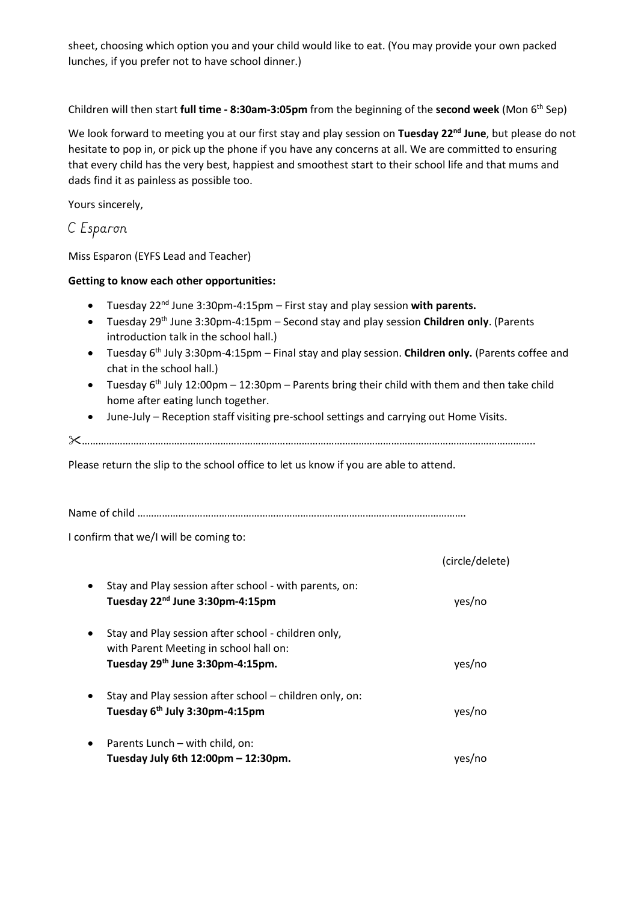sheet, choosing which option you and your child would like to eat. (You may provide your own packed lunches, if you prefer not to have school dinner.)

Children will then start **full time - 8:30am-3:05pm** from the beginning of the **second week** (Mon 6th Sep)

We look forward to meeting you at our first stay and play session on **Tuesday 22nd June**, but please do not hesitate to pop in, or pick up the phone if you have any concerns at all. We are committed to ensuring that every child has the very best, happiest and smoothest start to their school life and that mums and dads find it as painless as possible too.

Yours sincerely,

C Esparon

Miss Esparon (EYFS Lead and Teacher)

**Getting to know each other opportunities:**

- Tuesday 22nd June 3:30pm-4:15pm – First stay and play session **with parents.**
- Tuesday 29th June 3:30pm-4:15pm – Second stay and play session **Children only**. (Parents introduction talk in the school hall.)
- Tuesday 6th July 3:30pm-4:15pm – Final stay and play session. **Children only.** (Parents coffee and chat in the school hall.)
- Tuesday 6th July 12:00pm – 12:30pm – Parents bring their child with them and then take child home after eating lunch together.
- June-July – Reception staff visiting pre-school settings and carrying out Home Visits.

✂………………………………………………………………………………………………………………………………………………..

Please return the slip to the school office to let us know if you are able to attend.

Name of child ……………………………………………………………………………………………………….

I confirm that we/I will be coming to:

(circle/delete)

- Stay and Play session after school - with parents, on:
  **Tuesday 22nd June 3:30pm-4:15pm** yes/no

- Stay and Play session after school - children only, with Parent Meeting in school hall on:
  **Tuesday 29th June 3:30pm-4:15pm.** yes/no

- Stay and Play session after school – children only, on:
  **Tuesday 6th July 3:30pm-4:15pm** yes/no

- Parents Lunch – with child, on:
  **Tuesday July 6th 12:00pm – 12:30pm.** yes/no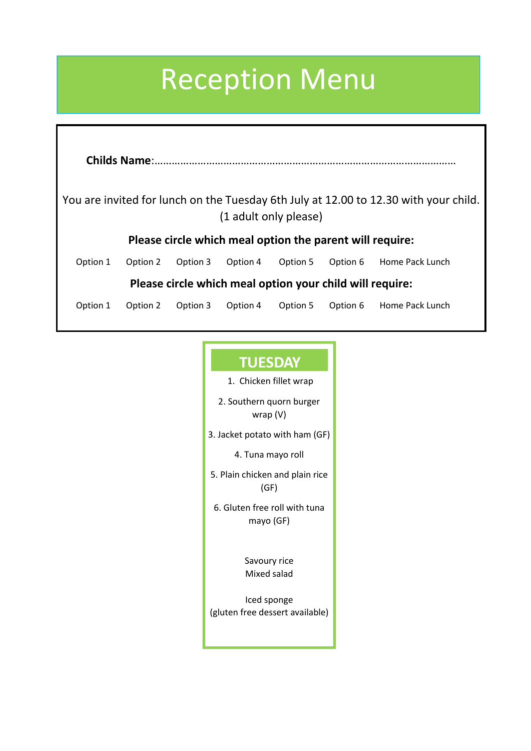# Reception Menu

**Childs Name**:……………………………………………………………………………………………

You are invited for lunch on the Tuesday 6th July at 12.00 to 12.30 with your child. (1 adult only please)

**Please circle which meal option the parent will require:**

Option 1    Option 2    Option 3    Option 4    Option 5    Option 6    Home Pack Lunch

**Please circle which meal option your child will require:**

Option 1    Option 2    Option 3    Option 4    Option 5    Option 6    Home Pack Lunch

## TUESDAY

1. Chicken fillet wrap
2. Southern quorn burger wrap (V)
3. Jacket potato with ham (GF)
4. Tuna mayo roll
5. Plain chicken and plain rice (GF)
6. Gluten free roll with tuna mayo (GF)

Savoury rice
Mixed salad

Iced sponge
(gluten free dessert available)